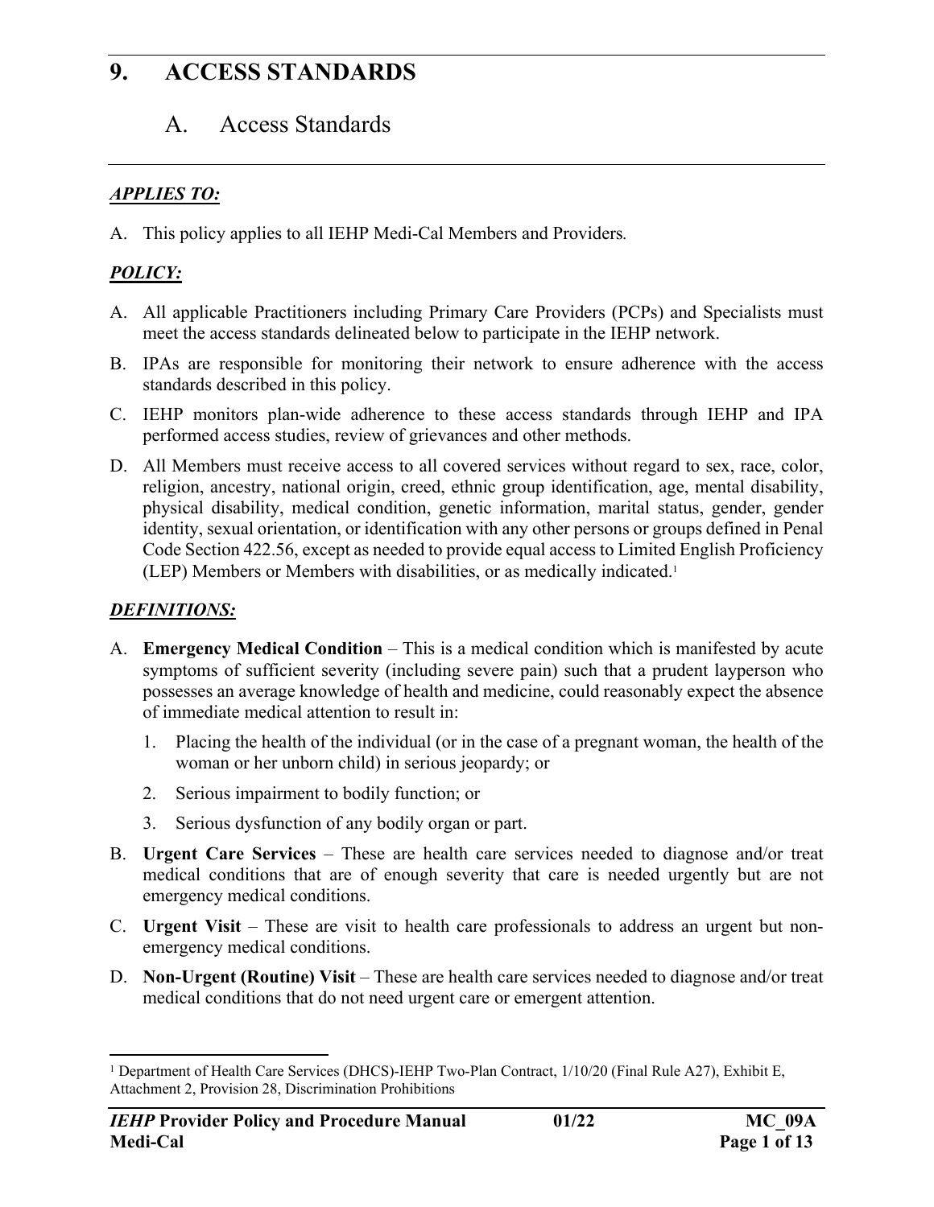# 9. ACCESS STANDARDS

## A. Access Standards

***APPLIES TO:***

A. This policy applies to all IEHP Medi-Cal Members and Providers.

***POLICY:***

A. All applicable Practitioners including Primary Care Providers (PCPs) and Specialists must meet the access standards delineated below to participate in the IEHP network.

B. IPAs are responsible for monitoring their network to ensure adherence with the access standards described in this policy.

C. IEHP monitors plan-wide adherence to these access standards through IEHP and IPA performed access studies, review of grievances and other methods.

D. All Members must receive access to all covered services without regard to sex, race, color, religion, ancestry, national origin, creed, ethnic group identification, age, mental disability, physical disability, medical condition, genetic information, marital status, gender, gender identity, sexual orientation, or identification with any other persons or groups defined in Penal Code Section 422.56, except as needed to provide equal access to Limited English Proficiency (LEP) Members or Members with disabilities, or as medically indicated.[1]

***DEFINITIONS:***

A. **Emergency Medical Condition** – This is a medical condition which is manifested by acute symptoms of sufficient severity (including severe pain) such that a prudent layperson who possesses an average knowledge of health and medicine, could reasonably expect the absence of immediate medical attention to result in:

   1. Placing the health of the individual (or in the case of a pregnant woman, the health of the woman or her unborn child) in serious jeopardy; or
   2. Serious impairment to bodily function; or
   3. Serious dysfunction of any bodily organ or part.

B. **Urgent Care Services** – These are health care services needed to diagnose and/or treat medical conditions that are of enough severity that care is needed urgently but are not emergency medical conditions.

C. **Urgent Visit** – These are visit to health care professionals to address an urgent but non-emergency medical conditions.

D. **Non-Urgent (Routine) Visit** – These are health care services needed to diagnose and/or treat medical conditions that do not need urgent care or emergent attention.

---

[1] Department of Health Care Services (DHCS)-IEHP Two-Plan Contract, 1/10/20 (Final Rule A27), Exhibit E, Attachment 2, Provision 28, Discrimination Prohibitions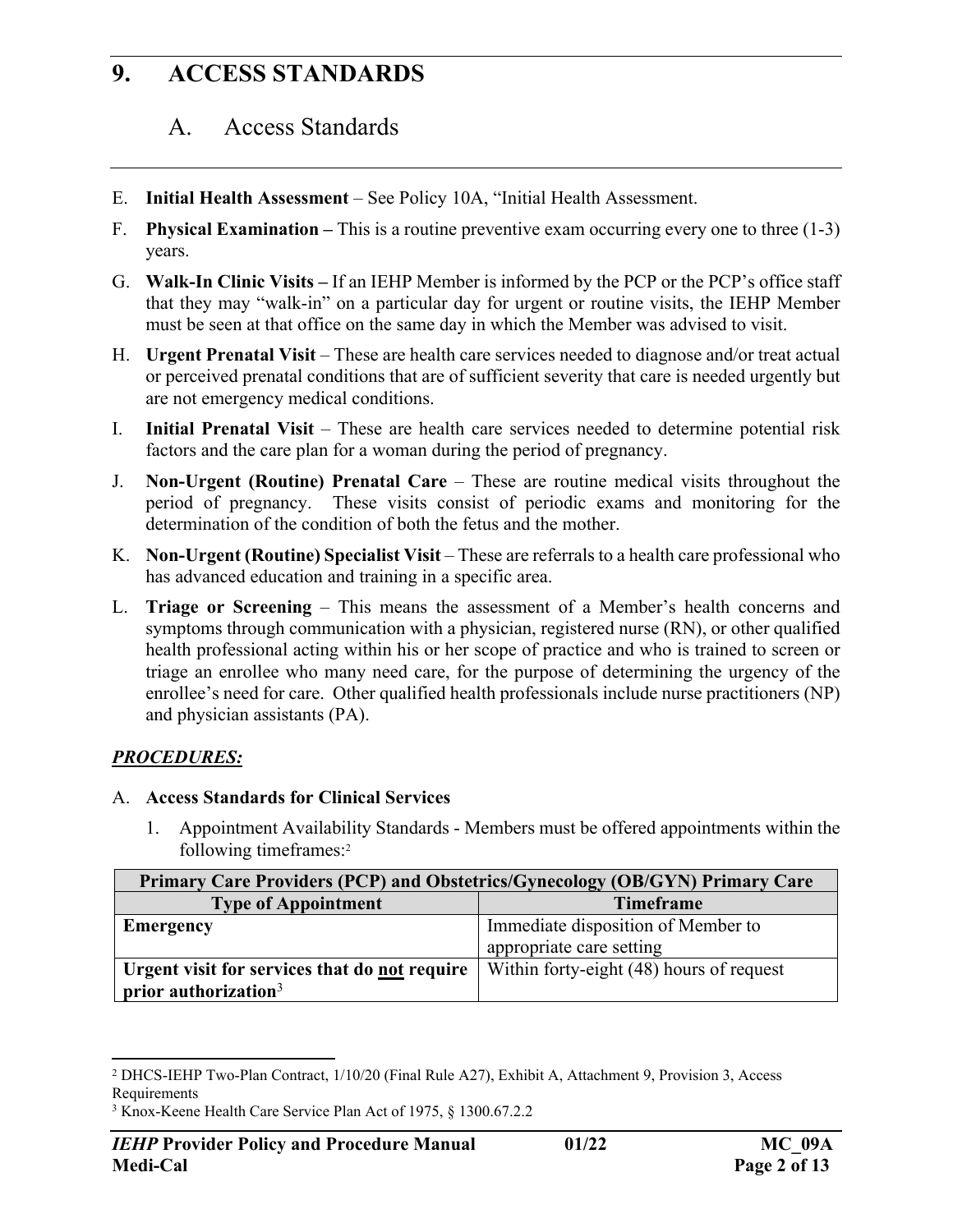E. **Initial Health Assessment** – See Policy 10A, "Initial Health Assessment.

F. **Physical Examination –** This is a routine preventive exam occurring every one to three (1-3) years.

G. **Walk-In Clinic Visits –** If an IEHP Member is informed by the PCP or the PCP's office staff that they may "walk-in" on a particular day for urgent or routine visits, the IEHP Member must be seen at that office on the same day in which the Member was advised to visit.

H. **Urgent Prenatal Visit** – These are health care services needed to diagnose and/or treat actual or perceived prenatal conditions that are of sufficient severity that care is needed urgently but are not emergency medical conditions.

I. **Initial Prenatal Visit** – These are health care services needed to determine potential risk factors and the care plan for a woman during the period of pregnancy.

J. **Non-Urgent (Routine) Prenatal Care** – These are routine medical visits throughout the period of pregnancy. These visits consist of periodic exams and monitoring for the determination of the condition of both the fetus and the mother.

K. **Non-Urgent (Routine) Specialist Visit** – These are referrals to a health care professional who has advanced education and training in a specific area.

L. **Triage or Screening** – This means the assessment of a Member's health concerns and symptoms through communication with a physician, registered nurse (RN), or other qualified health professional acting within his or her scope of practice and who is trained to screen or triage an enrollee who many need care, for the purpose of determining the urgency of the enrollee's need for care. Other qualified health professionals include nurse practitioners (NP) and physician assistants (PA).

***PROCEDURES:***

A. **Access Standards for Clinical Services**

1. Appointment Availability Standards - Members must be offered appointments within the following timeframes:[2]

| **Primary Care Providers (PCP) and Obstetrics/Gynecology (OB/GYN) Primary Care** | |
|---|---|
| **Type of Appointment** | **Timeframe** |
| **Emergency** | Immediate disposition of Member to appropriate care setting |
| **Urgent visit for services that do not require prior authorization**[3] | Within forty-eight (48) hours of request |

[2] DHCS-IEHP Two-Plan Contract, 1/10/20 (Final Rule A27), Exhibit A, Attachment 9, Provision 3, Access Requirements

[3] Knox-Keene Health Care Service Plan Act of 1975, § 1300.67.2.2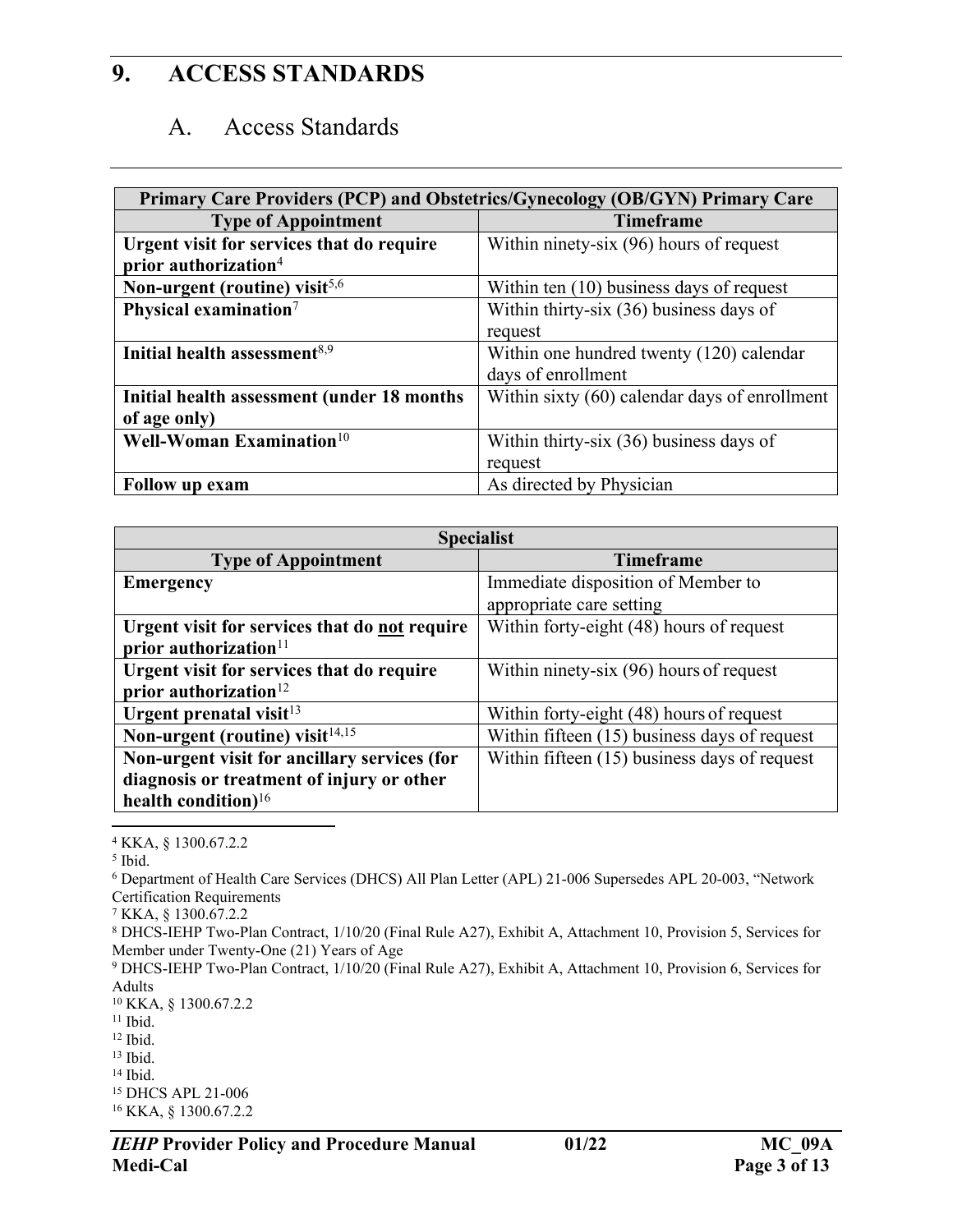## 9. ACCESS STANDARDS

### A. Access Standards

| Primary Care Providers (PCP) and Obstetrics/Gynecology (OB/GYN) Primary Care | |
|---|---|
| **Type of Appointment** | **Timeframe** |
| **Urgent visit for services that do require prior authorization**[4] | Within ninety-six (96) hours of request |
| **Non-urgent (routine) visit**[5,6] | Within ten (10) business days of request |
| **Physical examination**[7] | Within thirty-six (36) business days of request |
| **Initial health assessment**[8,9] | Within one hundred twenty (120) calendar days of enrollment |
| **Initial health assessment (under 18 months of age only)** | Within sixty (60) calendar days of enrollment |
| **Well-Woman Examination**[10] | Within thirty-six (36) business days of request |
| **Follow up exam** | As directed by Physician |

| Specialist | |
|---|---|
| **Type of Appointment** | **Timeframe** |
| **Emergency** | Immediate disposition of Member to appropriate care setting |
| **Urgent visit for services that do not require prior authorization**[11] | Within forty-eight (48) hours of request |
| **Urgent visit for services that do require prior authorization**[12] | Within ninety-six (96) hours of request |
| **Urgent prenatal visit**[13] | Within forty-eight (48) hours of request |
| **Non-urgent (routine) visit**[14,15] | Within fifteen (15) business days of request |
| **Non-urgent visit for ancillary services (for diagnosis or treatment of injury or other health condition)**[16] | Within fifteen (15) business days of request |

---

[4] KKA, § 1300.67.2.2
[5] Ibid.
[6] Department of Health Care Services (DHCS) All Plan Letter (APL) 21-006 Supersedes APL 20-003, "Network Certification Requirements
[7] KKA, § 1300.67.2.2
[8] DHCS-IEHP Two-Plan Contract, 1/10/20 (Final Rule A27), Exhibit A, Attachment 10, Provision 5, Services for Member under Twenty-One (21) Years of Age
[9] DHCS-IEHP Two-Plan Contract, 1/10/20 (Final Rule A27), Exhibit A, Attachment 10, Provision 6, Services for Adults
[10] KKA, § 1300.67.2.2
[11] Ibid.
[12] Ibid.
[13] Ibid.
[14] Ibid.
[15] DHCS APL 21-006
[16] KKA, § 1300.67.2.2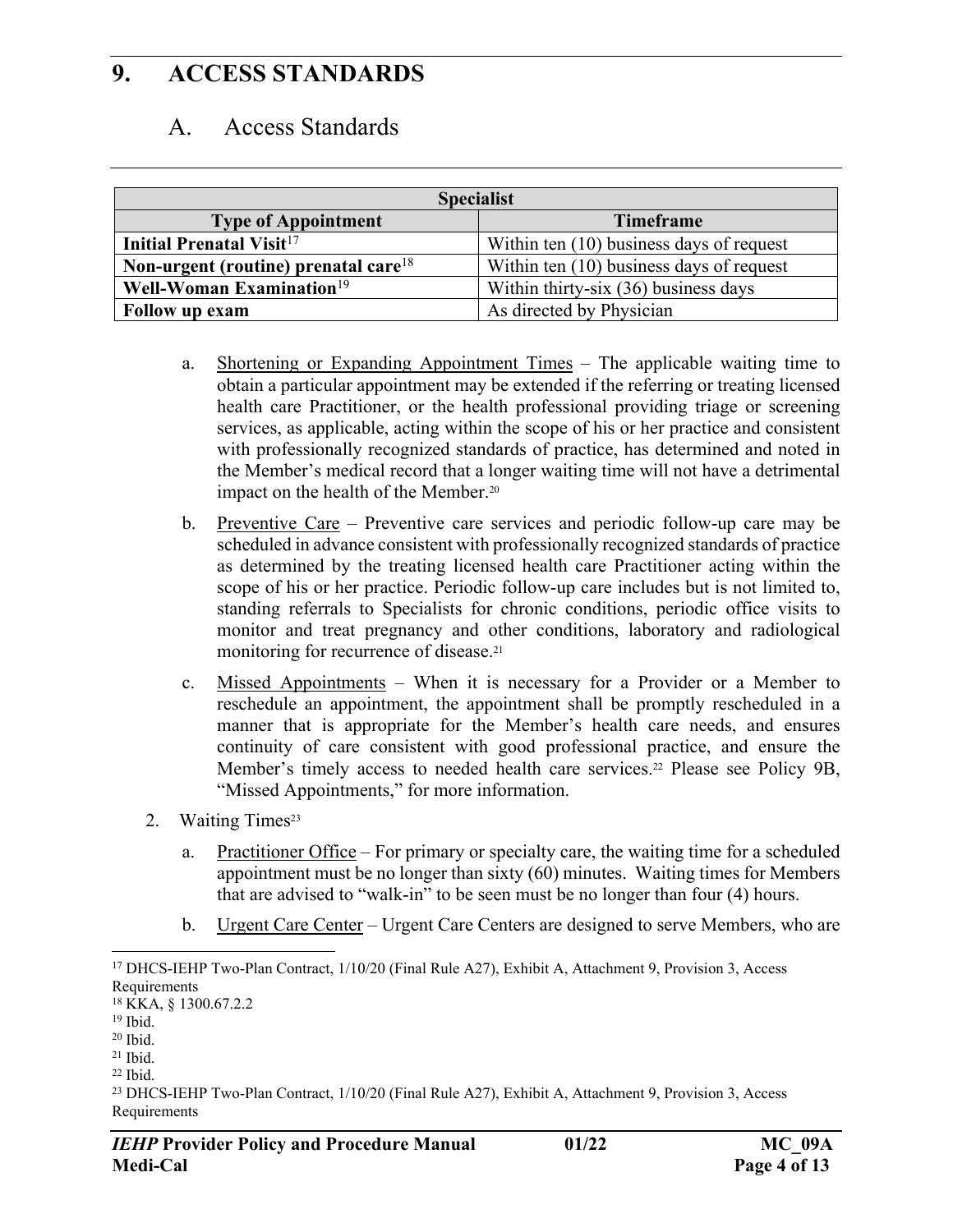# 9. ACCESS STANDARDS

## A. Access Standards

| Specialist | |
|---|---|
| **Type of Appointment** | **Timeframe** |
| **Initial Prenatal Visit**[17] | Within ten (10) business days of request |
| **Non-urgent (routine) prenatal care**[18] | Within ten (10) business days of request |
| **Well-Woman Examination**[19] | Within thirty-six (36) business days |
| **Follow up exam** | As directed by Physician |

a. Shortening or Expanding Appointment Times – The applicable waiting time to obtain a particular appointment may be extended if the referring or treating licensed health care Practitioner, or the health professional providing triage or screening services, as applicable, acting within the scope of his or her practice and consistent with professionally recognized standards of practice, has determined and noted in the Member's medical record that a longer waiting time will not have a detrimental impact on the health of the Member.[20]

b. Preventive Care – Preventive care services and periodic follow-up care may be scheduled in advance consistent with professionally recognized standards of practice as determined by the treating licensed health care Practitioner acting within the scope of his or her practice. Periodic follow-up care includes but is not limited to, standing referrals to Specialists for chronic conditions, periodic office visits to monitor and treat pregnancy and other conditions, laboratory and radiological monitoring for recurrence of disease.[21]

c. Missed Appointments – When it is necessary for a Provider or a Member to reschedule an appointment, the appointment shall be promptly rescheduled in a manner that is appropriate for the Member's health care needs, and ensures continuity of care consistent with good professional practice, and ensure the Member's timely access to needed health care services.[22] Please see Policy 9B, "Missed Appointments," for more information.

2. Waiting Times[23]

a. Practitioner Office – For primary or specialty care, the waiting time for a scheduled appointment must be no longer than sixty (60) minutes. Waiting times for Members that are advised to "walk-in" to be seen must be no longer than four (4) hours.

b. Urgent Care Center – Urgent Care Centers are designed to serve Members, who are

---

[17] DHCS-IEHP Two-Plan Contract, 1/10/20 (Final Rule A27), Exhibit A, Attachment 9, Provision 3, Access Requirements

[18] KKA, § 1300.67.2.2

[19] Ibid.

[20] Ibid.

[21] Ibid.

[22] Ibid.

[23] DHCS-IEHP Two-Plan Contract, 1/10/20 (Final Rule A27), Exhibit A, Attachment 9, Provision 3, Access Requirements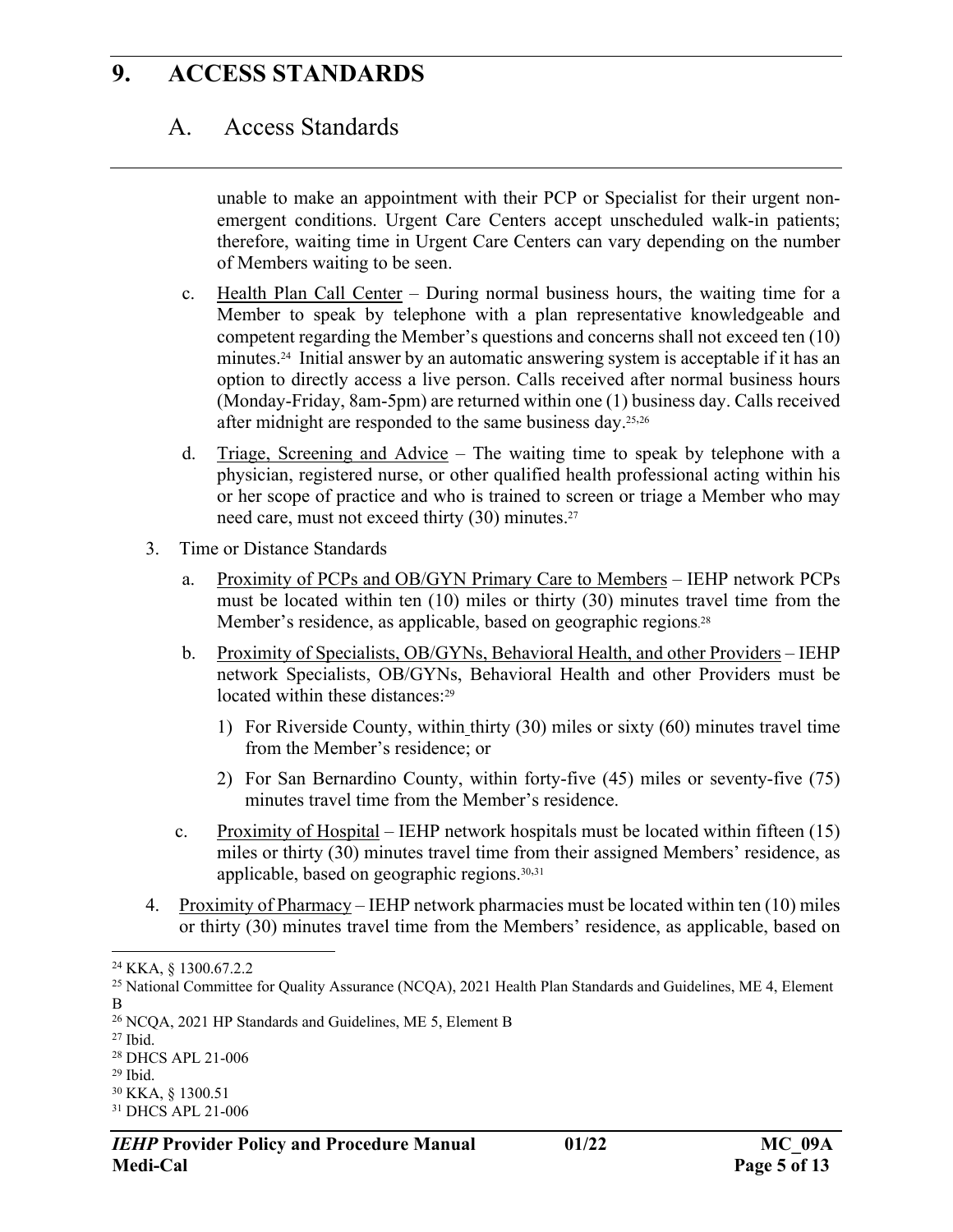# 9. ACCESS STANDARDS

## A. Access Standards

unable to make an appointment with their PCP or Specialist for their urgent non-emergent conditions. Urgent Care Centers accept unscheduled walk-in patients; therefore, waiting time in Urgent Care Centers can vary depending on the number of Members waiting to be seen.

c. Health Plan Call Center – During normal business hours, the waiting time for a Member to speak by telephone with a plan representative knowledgeable and competent regarding the Member's questions and concerns shall not exceed ten (10) minutes.[24] Initial answer by an automatic answering system is acceptable if it has an option to directly access a live person. Calls received after normal business hours (Monday-Friday, 8am-5pm) are returned within one (1) business day. Calls received after midnight are responded to the same business day.[25,26]

d. Triage, Screening and Advice – The waiting time to speak by telephone with a physician, registered nurse, or other qualified health professional acting within his or her scope of practice and who is trained to screen or triage a Member who may need care, must not exceed thirty (30) minutes.[27]

3. Time or Distance Standards

   a. Proximity of PCPs and OB/GYN Primary Care to Members – IEHP network PCPs must be located within ten (10) miles or thirty (30) minutes travel time from the Member's residence, as applicable, based on geographic regions.[28]

   b. Proximity of Specialists, OB/GYNs, Behavioral Health, and other Providers – IEHP network Specialists, OB/GYNs, Behavioral Health and other Providers must be located within these distances:[29]

      1) For Riverside County, within thirty (30) miles or sixty (60) minutes travel time from the Member's residence; or

      2) For San Bernardino County, within forty-five (45) miles or seventy-five (75) minutes travel time from the Member's residence.

   c. Proximity of Hospital – IEHP network hospitals must be located within fifteen (15) miles or thirty (30) minutes travel time from their assigned Members' residence, as applicable, based on geographic regions.[30,31]

4. Proximity of Pharmacy – IEHP network pharmacies must be located within ten (10) miles or thirty (30) minutes travel time from the Members' residence, as applicable, based on

---

[24] KKA, § 1300.67.2.2

[25] National Committee for Quality Assurance (NCQA), 2021 Health Plan Standards and Guidelines, ME 4, Element B

[26] NCQA, 2021 HP Standards and Guidelines, ME 5, Element B

[27] Ibid.

[28] DHCS APL 21-006

[29] Ibid.

[30] KKA, § 1300.51

[31] DHCS APL 21-006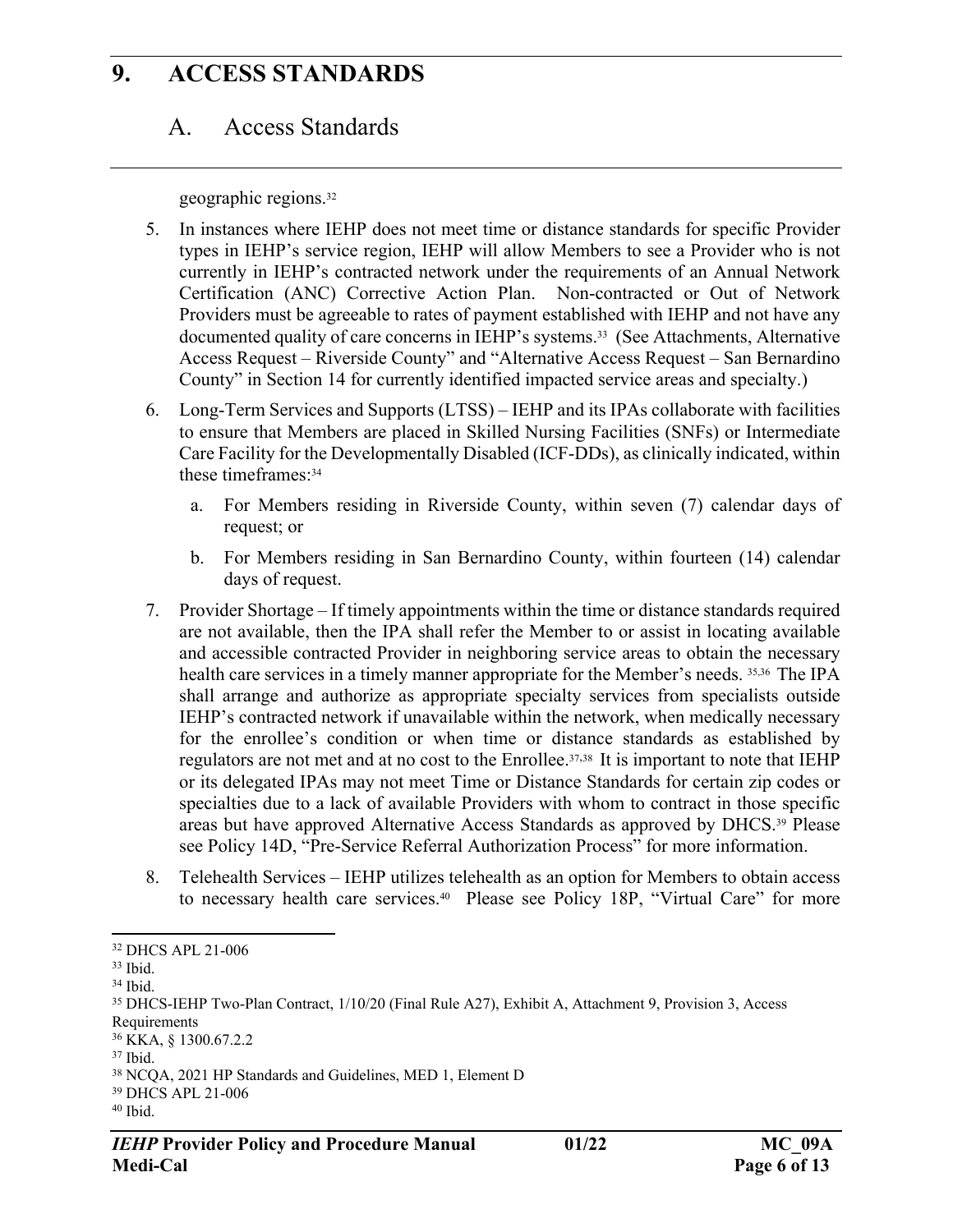# 9. ACCESS STANDARDS

## A. Access Standards

geographic regions.[32]

5. In instances where IEHP does not meet time or distance standards for specific Provider types in IEHP's service region, IEHP will allow Members to see a Provider who is not currently in IEHP's contracted network under the requirements of an Annual Network Certification (ANC) Corrective Action Plan. Non-contracted or Out of Network Providers must be agreeable to rates of payment established with IEHP and not have any documented quality of care concerns in IEHP's systems.[33] (See Attachments, Alternative Access Request – Riverside County" and "Alternative Access Request – San Bernardino County" in Section 14 for currently identified impacted service areas and specialty.)

6. Long-Term Services and Supports (LTSS) – IEHP and its IPAs collaborate with facilities to ensure that Members are placed in Skilled Nursing Facilities (SNFs) or Intermediate Care Facility for the Developmentally Disabled (ICF-DDs), as clinically indicated, within these timeframes:[34]

   a. For Members residing in Riverside County, within seven (7) calendar days of request; or

   b. For Members residing in San Bernardino County, within fourteen (14) calendar days of request.

7. Provider Shortage – If timely appointments within the time or distance standards required are not available, then the IPA shall refer the Member to or assist in locating available and accessible contracted Provider in neighboring service areas to obtain the necessary health care services in a timely manner appropriate for the Member's needs. [35,36] The IPA shall arrange and authorize as appropriate specialty services from specialists outside IEHP's contracted network if unavailable within the network, when medically necessary for the enrollee's condition or when time or distance standards as established by regulators are not met and at no cost to the Enrollee.[37,38] It is important to note that IEHP or its delegated IPAs may not meet Time or Distance Standards for certain zip codes or specialties due to a lack of available Providers with whom to contract in those specific areas but have approved Alternative Access Standards as approved by DHCS.[39] Please see Policy 14D, "Pre-Service Referral Authorization Process" for more information.

8. Telehealth Services – IEHP utilizes telehealth as an option for Members to obtain access to necessary health care services.[40] Please see Policy 18P, "Virtual Care" for more

---

[32] DHCS APL 21-006
[33] Ibid.
[34] Ibid.
[35] DHCS-IEHP Two-Plan Contract, 1/10/20 (Final Rule A27), Exhibit A, Attachment 9, Provision 3, Access Requirements
[36] KKA, § 1300.67.2.2
[37] Ibid.
[38] NCQA, 2021 HP Standards and Guidelines, MED 1, Element D
[39] DHCS APL 21-006
[40] Ibid.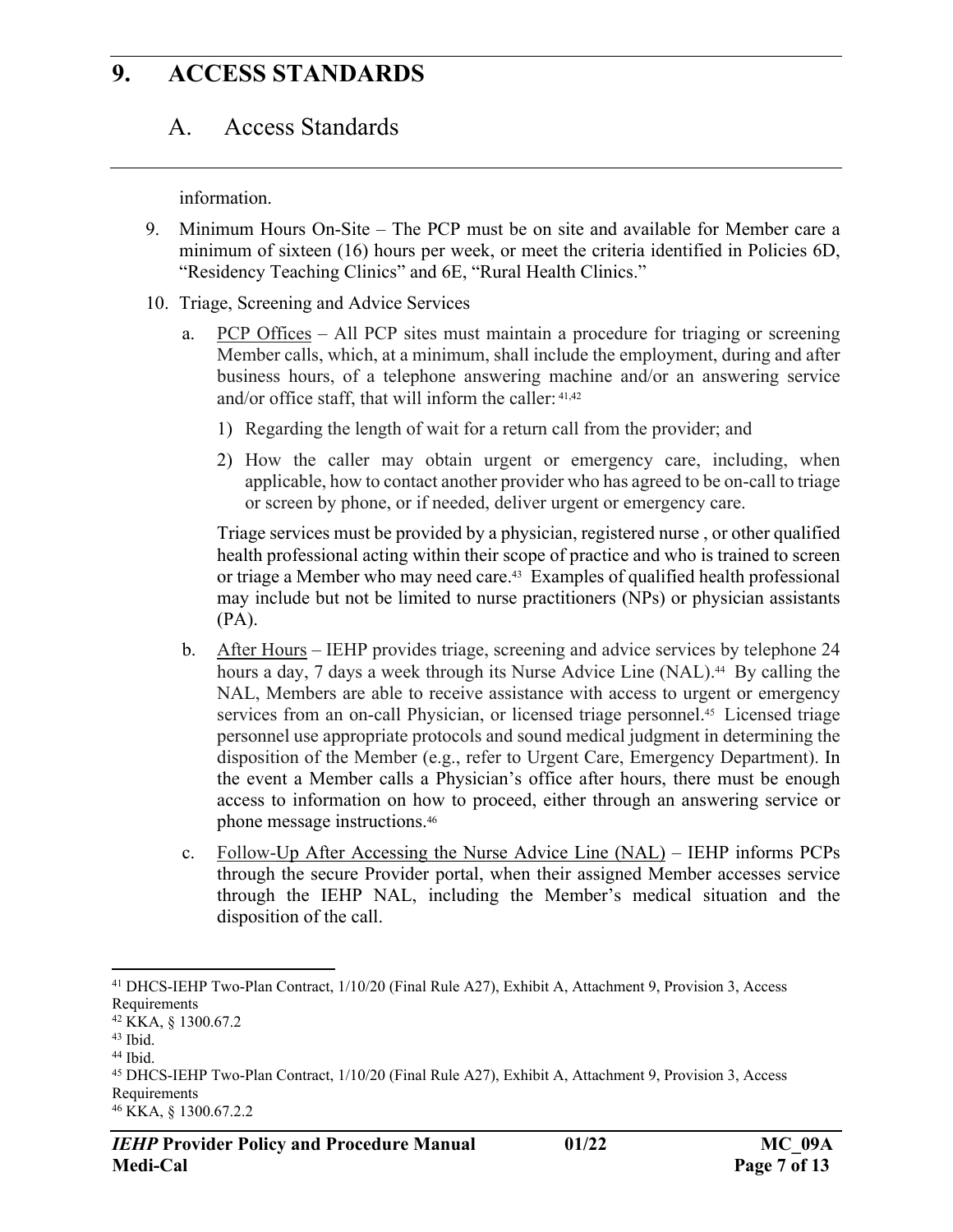information.

9. Minimum Hours On-Site – The PCP must be on site and available for Member care a minimum of sixteen (16) hours per week, or meet the criteria identified in Policies 6D, "Residency Teaching Clinics" and 6E, "Rural Health Clinics."

10. Triage, Screening and Advice Services

    a. PCP Offices – All PCP sites must maintain a procedure for triaging or screening Member calls, which, at a minimum, shall include the employment, during and after business hours, of a telephone answering machine and/or an answering service and/or office staff, that will inform the caller: [41,42]

       1) Regarding the length of wait for a return call from the provider; and

       2) How the caller may obtain urgent or emergency care, including, when applicable, how to contact another provider who has agreed to be on-call to triage or screen by phone, or if needed, deliver urgent or emergency care.

       Triage services must be provided by a physician, registered nurse , or other qualified health professional acting within their scope of practice and who is trained to screen or triage a Member who may need care.[43] Examples of qualified health professional may include but not be limited to nurse practitioners (NPs) or physician assistants (PA).

    b. After Hours – IEHP provides triage, screening and advice services by telephone 24 hours a day, 7 days a week through its Nurse Advice Line (NAL).[44] By calling the NAL, Members are able to receive assistance with access to urgent or emergency services from an on-call Physician, or licensed triage personnel.[45] Licensed triage personnel use appropriate protocols and sound medical judgment in determining the disposition of the Member (e.g., refer to Urgent Care, Emergency Department). In the event a Member calls a Physician's office after hours, there must be enough access to information on how to proceed, either through an answering service or phone message instructions.[46]

    c. Follow-Up After Accessing the Nurse Advice Line (NAL) – IEHP informs PCPs through the secure Provider portal, when their assigned Member accesses service through the IEHP NAL, including the Member's medical situation and the disposition of the call.

---

[41] DHCS-IEHP Two-Plan Contract, 1/10/20 (Final Rule A27), Exhibit A, Attachment 9, Provision 3, Access Requirements

[42] KKA, § 1300.67.2

[43] Ibid.

[44] Ibid.

[45] DHCS-IEHP Two-Plan Contract, 1/10/20 (Final Rule A27), Exhibit A, Attachment 9, Provision 3, Access Requirements

[46] KKA, § 1300.67.2.2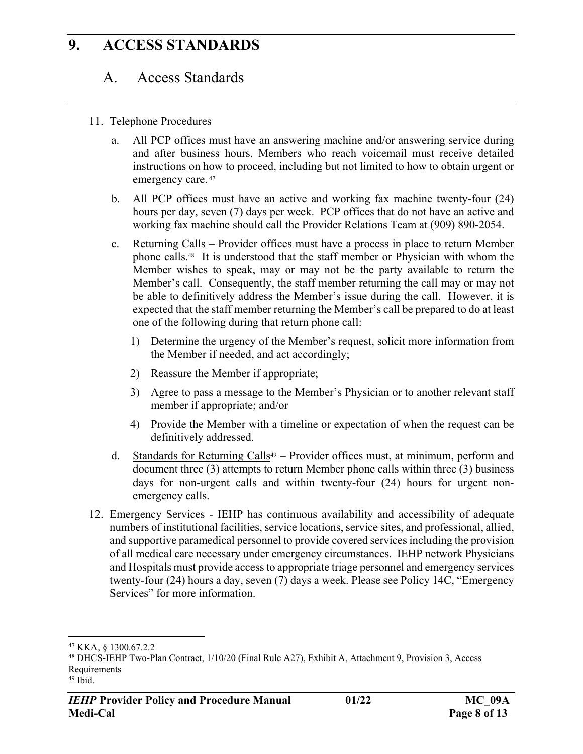# 9. ACCESS STANDARDS

## A. Access Standards

11. Telephone Procedures

    a. All PCP offices must have an answering machine and/or answering service during and after business hours. Members who reach voicemail must receive detailed instructions on how to proceed, including but not limited to how to obtain urgent or emergency care. [47]

    b. All PCP offices must have an active and working fax machine twenty-four (24) hours per day, seven (7) days per week. PCP offices that do not have an active and working fax machine should call the Provider Relations Team at (909) 890-2054.

    c. Returning Calls – Provider offices must have a process in place to return Member phone calls.[48] It is understood that the staff member or Physician with whom the Member wishes to speak, may or may not be the party available to return the Member's call. Consequently, the staff member returning the call may or may not be able to definitively address the Member's issue during the call. However, it is expected that the staff member returning the Member's call be prepared to do at least one of the following during that return phone call:

       1) Determine the urgency of the Member's request, solicit more information from the Member if needed, and act accordingly;
       2) Reassure the Member if appropriate;
       3) Agree to pass a message to the Member's Physician or to another relevant staff member if appropriate; and/or
       4) Provide the Member with a timeline or expectation of when the request can be definitively addressed.

    d. Standards for Returning Calls[49] – Provider offices must, at minimum, perform and document three (3) attempts to return Member phone calls within three (3) business days for non-urgent calls and within twenty-four (24) hours for urgent non-emergency calls.

12. Emergency Services - IEHP has continuous availability and accessibility of adequate numbers of institutional facilities, service locations, service sites, and professional, allied, and supportive paramedical personnel to provide covered services including the provision of all medical care necessary under emergency circumstances. IEHP network Physicians and Hospitals must provide access to appropriate triage personnel and emergency services twenty-four (24) hours a day, seven (7) days a week. Please see Policy 14C, "Emergency Services" for more information.

---

[47] KKA, § 1300.67.2.2

[48] DHCS-IEHP Two-Plan Contract, 1/10/20 (Final Rule A27), Exhibit A, Attachment 9, Provision 3, Access Requirements

[49] Ibid.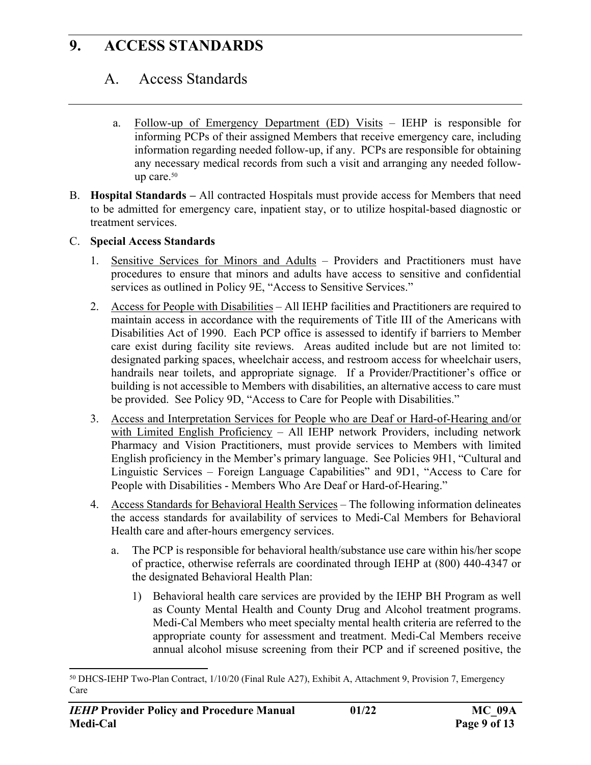# 9. ACCESS STANDARDS

## A. Access Standards

a. Follow-up of Emergency Department (ED) Visits – IEHP is responsible for informing PCPs of their assigned Members that receive emergency care, including information regarding needed follow-up, if any. PCPs are responsible for obtaining any necessary medical records from such a visit and arranging any needed follow-up care.[50]

B. **Hospital Standards –** All contracted Hospitals must provide access for Members that need to be admitted for emergency care, inpatient stay, or to utilize hospital-based diagnostic or treatment services.

C. **Special Access Standards**

1. Sensitive Services for Minors and Adults – Providers and Practitioners must have procedures to ensure that minors and adults have access to sensitive and confidential services as outlined in Policy 9E, "Access to Sensitive Services."

2. Access for People with Disabilities – All IEHP facilities and Practitioners are required to maintain access in accordance with the requirements of Title III of the Americans with Disabilities Act of 1990. Each PCP office is assessed to identify if barriers to Member care exist during facility site reviews. Areas audited include but are not limited to: designated parking spaces, wheelchair access, and restroom access for wheelchair users, handrails near toilets, and appropriate signage. If a Provider/Practitioner's office or building is not accessible to Members with disabilities, an alternative access to care must be provided. See Policy 9D, "Access to Care for People with Disabilities."

3. Access and Interpretation Services for People who are Deaf or Hard-of-Hearing and/or with Limited English Proficiency – All IEHP network Providers, including network Pharmacy and Vision Practitioners, must provide services to Members with limited English proficiency in the Member's primary language. See Policies 9H1, "Cultural and Linguistic Services – Foreign Language Capabilities" and 9D1, "Access to Care for People with Disabilities - Members Who Are Deaf or Hard-of-Hearing."

4. Access Standards for Behavioral Health Services – The following information delineates the access standards for availability of services to Medi-Cal Members for Behavioral Health care and after-hours emergency services.

   a. The PCP is responsible for behavioral health/substance use care within his/her scope of practice, otherwise referrals are coordinated through IEHP at (800) 440-4347 or the designated Behavioral Health Plan:

      1) Behavioral health care services are provided by the IEHP BH Program as well as County Mental Health and County Drug and Alcohol treatment programs. Medi-Cal Members who meet specialty mental health criteria are referred to the appropriate county for assessment and treatment. Medi-Cal Members receive annual alcohol misuse screening from their PCP and if screened positive, the

---

[50] DHCS-IEHP Two-Plan Contract, 1/10/20 (Final Rule A27), Exhibit A, Attachment 9, Provision 7, Emergency Care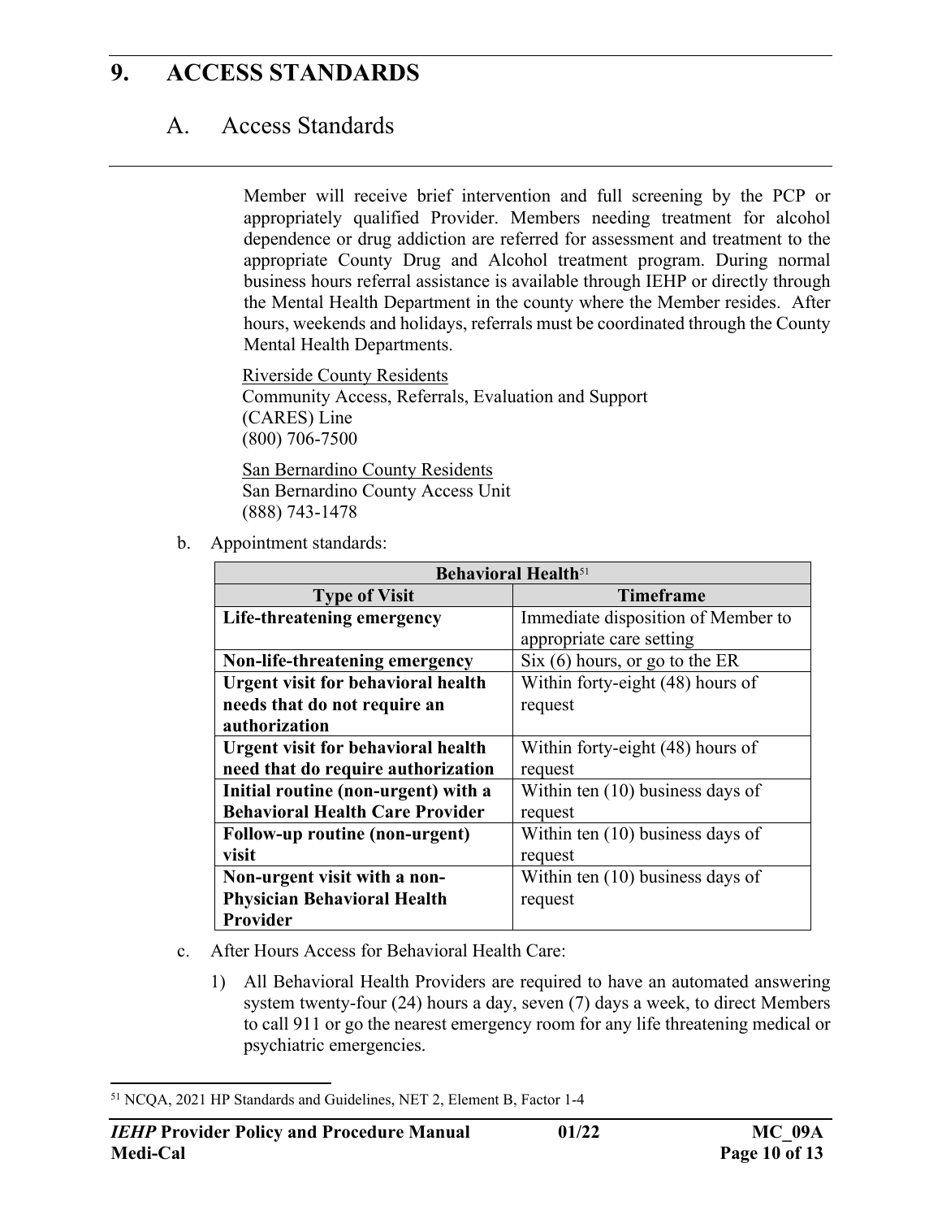# 9. ACCESS STANDARDS

## A. Access Standards

Member will receive brief intervention and full screening by the PCP or appropriately qualified Provider. Members needing treatment for alcohol dependence or drug addiction are referred for assessment and treatment to the appropriate County Drug and Alcohol treatment program. During normal business hours referral assistance is available through IEHP or directly through the Mental Health Department in the county where the Member resides. After hours, weekends and holidays, referrals must be coordinated through the County Mental Health Departments.

Riverside County Residents
Community Access, Referrals, Evaluation and Support (CARES) Line
(800) 706-7500

San Bernardino County Residents
San Bernardino County Access Unit
(888) 743-1478

b. Appointment standards:

| Behavioral Health[51] | |
|---|---|
| **Type of Visit** | **Timeframe** |
| **Life-threatening emergency** | Immediate disposition of Member to appropriate care setting |
| **Non-life-threatening emergency** | Six (6) hours, or go to the ER |
| **Urgent visit for behavioral health needs that do not require an authorization** | Within forty-eight (48) hours of request |
| **Urgent visit for behavioral health need that do require authorization** | Within forty-eight (48) hours of request |
| **Initial routine (non-urgent) with a Behavioral Health Care Provider** | Within ten (10) business days of request |
| **Follow-up routine (non-urgent) visit** | Within ten (10) business days of request |
| **Non-urgent visit with a non-Physician Behavioral Health Provider** | Within ten (10) business days of request |

c. After Hours Access for Behavioral Health Care:

1) All Behavioral Health Providers are required to have an automated answering system twenty-four (24) hours a day, seven (7) days a week, to direct Members to call 911 or go the nearest emergency room for any life threatening medical or psychiatric emergencies.

[51] NCQA, 2021 HP Standards and Guidelines, NET 2, Element B, Factor 1-4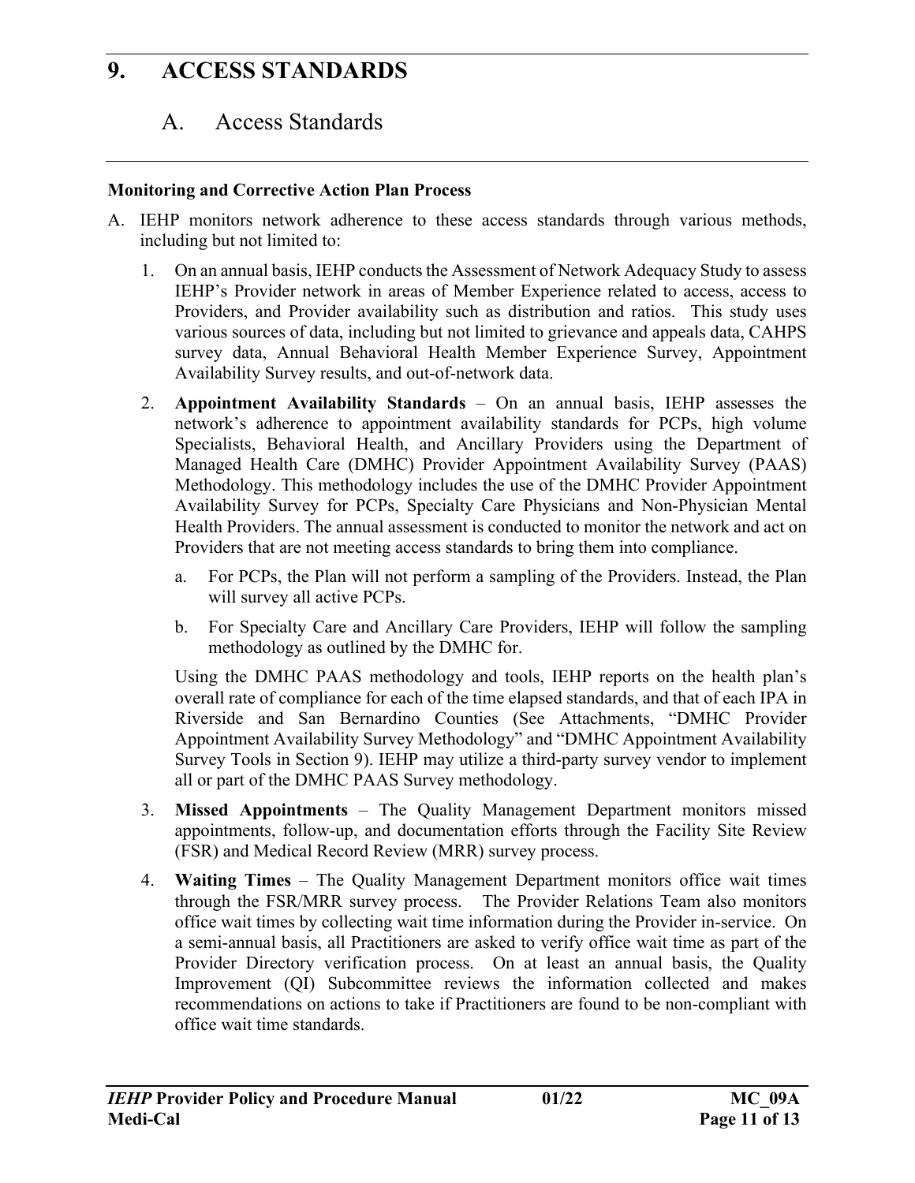# 9. ACCESS STANDARDS

## A. Access Standards

**Monitoring and Corrective Action Plan Process**

A. IEHP monitors network adherence to these access standards through various methods, including but not limited to:

   1. On an annual basis, IEHP conducts the Assessment of Network Adequacy Study to assess IEHP's Provider network in areas of Member Experience related to access, access to Providers, and Provider availability such as distribution and ratios. This study uses various sources of data, including but not limited to grievance and appeals data, CAHPS survey data, Annual Behavioral Health Member Experience Survey, Appointment Availability Survey results, and out-of-network data.

   2. **Appointment Availability Standards** – On an annual basis, IEHP assesses the network's adherence to appointment availability standards for PCPs, high volume Specialists, Behavioral Health, and Ancillary Providers using the Department of Managed Health Care (DMHC) Provider Appointment Availability Survey (PAAS) Methodology. This methodology includes the use of the DMHC Provider Appointment Availability Survey for PCPs, Specialty Care Physicians and Non-Physician Mental Health Providers. The annual assessment is conducted to monitor the network and act on Providers that are not meeting access standards to bring them into compliance.

      a. For PCPs, the Plan will not perform a sampling of the Providers. Instead, the Plan will survey all active PCPs.

      b. For Specialty Care and Ancillary Care Providers, IEHP will follow the sampling methodology as outlined by the DMHC for.

      Using the DMHC PAAS methodology and tools, IEHP reports on the health plan's overall rate of compliance for each of the time elapsed standards, and that of each IPA in Riverside and San Bernardino Counties (See Attachments, "DMHC Provider Appointment Availability Survey Methodology" and "DMHC Appointment Availability Survey Tools in Section 9). IEHP may utilize a third-party survey vendor to implement all or part of the DMHC PAAS Survey methodology.

   3. **Missed Appointments** – The Quality Management Department monitors missed appointments, follow-up, and documentation efforts through the Facility Site Review (FSR) and Medical Record Review (MRR) survey process.

   4. **Waiting Times** – The Quality Management Department monitors office wait times through the FSR/MRR survey process. The Provider Relations Team also monitors office wait times by collecting wait time information during the Provider in-service. On a semi-annual basis, all Practitioners are asked to verify office wait time as part of the Provider Directory verification process. On at least an annual basis, the Quality Improvement (QI) Subcommittee reviews the information collected and makes recommendations on actions to take if Practitioners are found to be non-compliant with office wait time standards.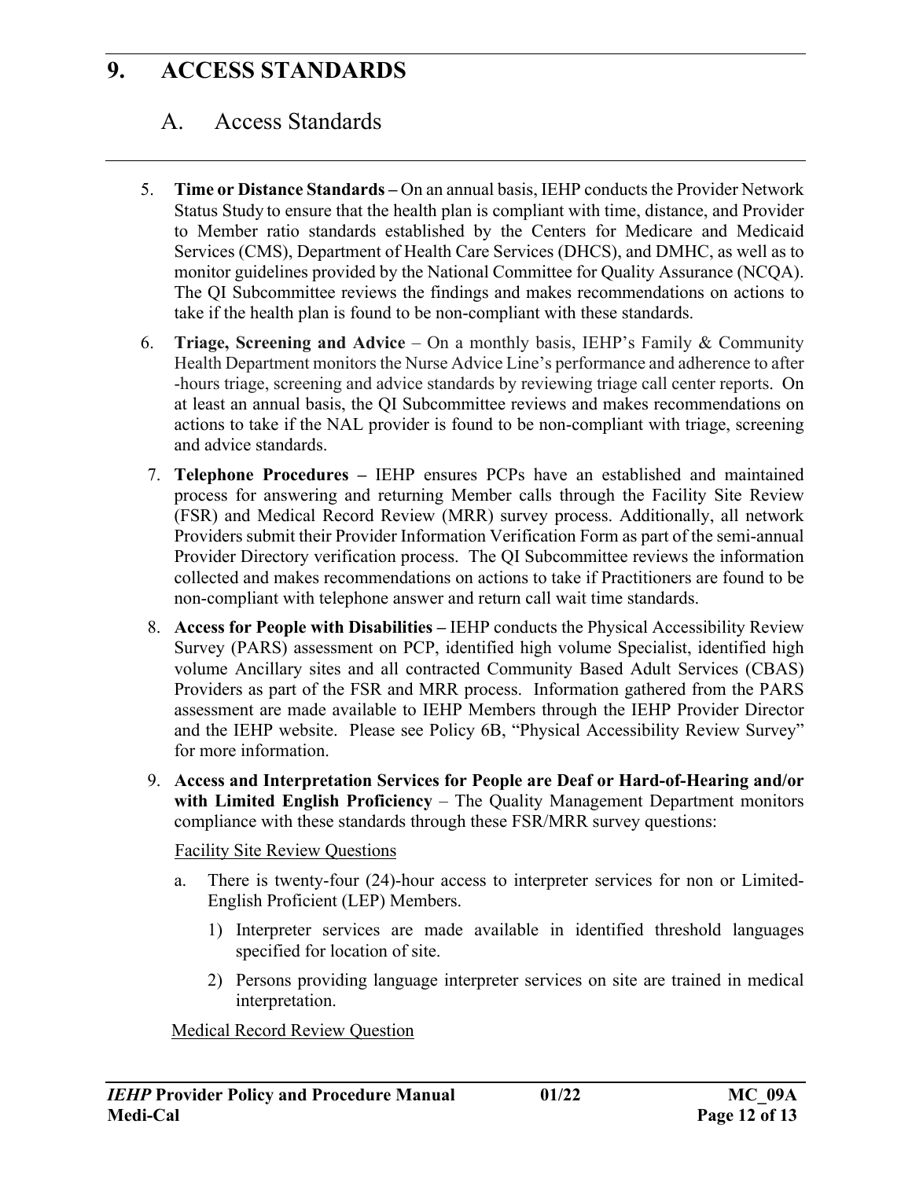# 9. ACCESS STANDARDS

## A. Access Standards

5. **Time or Distance Standards –** On an annual basis, IEHP conducts the Provider Network Status Study to ensure that the health plan is compliant with time, distance, and Provider to Member ratio standards established by the Centers for Medicare and Medicaid Services (CMS), Department of Health Care Services (DHCS), and DMHC, as well as to monitor guidelines provided by the National Committee for Quality Assurance (NCQA). The QI Subcommittee reviews the findings and makes recommendations on actions to take if the health plan is found to be non-compliant with these standards.

6. **Triage, Screening and Advice** – On a monthly basis, IEHP's Family & Community Health Department monitors the Nurse Advice Line's performance and adherence to after -hours triage, screening and advice standards by reviewing triage call center reports. On at least an annual basis, the QI Subcommittee reviews and makes recommendations on actions to take if the NAL provider is found to be non-compliant with triage, screening and advice standards.

7. **Telephone Procedures –** IEHP ensures PCPs have an established and maintained process for answering and returning Member calls through the Facility Site Review (FSR) and Medical Record Review (MRR) survey process. Additionally, all network Providers submit their Provider Information Verification Form as part of the semi-annual Provider Directory verification process. The QI Subcommittee reviews the information collected and makes recommendations on actions to take if Practitioners are found to be non-compliant with telephone answer and return call wait time standards.

8. **Access for People with Disabilities –** IEHP conducts the Physical Accessibility Review Survey (PARS) assessment on PCP, identified high volume Specialist, identified high volume Ancillary sites and all contracted Community Based Adult Services (CBAS) Providers as part of the FSR and MRR process. Information gathered from the PARS assessment are made available to IEHP Members through the IEHP Provider Director and the IEHP website. Please see Policy 6B, "Physical Accessibility Review Survey" for more information.

9. **Access and Interpretation Services for People are Deaf or Hard-of-Hearing and/or with Limited English Proficiency** – The Quality Management Department monitors compliance with these standards through these FSR/MRR survey questions:

   Facility Site Review Questions

   a. There is twenty-four (24)-hour access to interpreter services for non or Limited-English Proficient (LEP) Members.

      1) Interpreter services are made available in identified threshold languages specified for location of site.

      2) Persons providing language interpreter services on site are trained in medical interpretation.

   Medical Record Review Question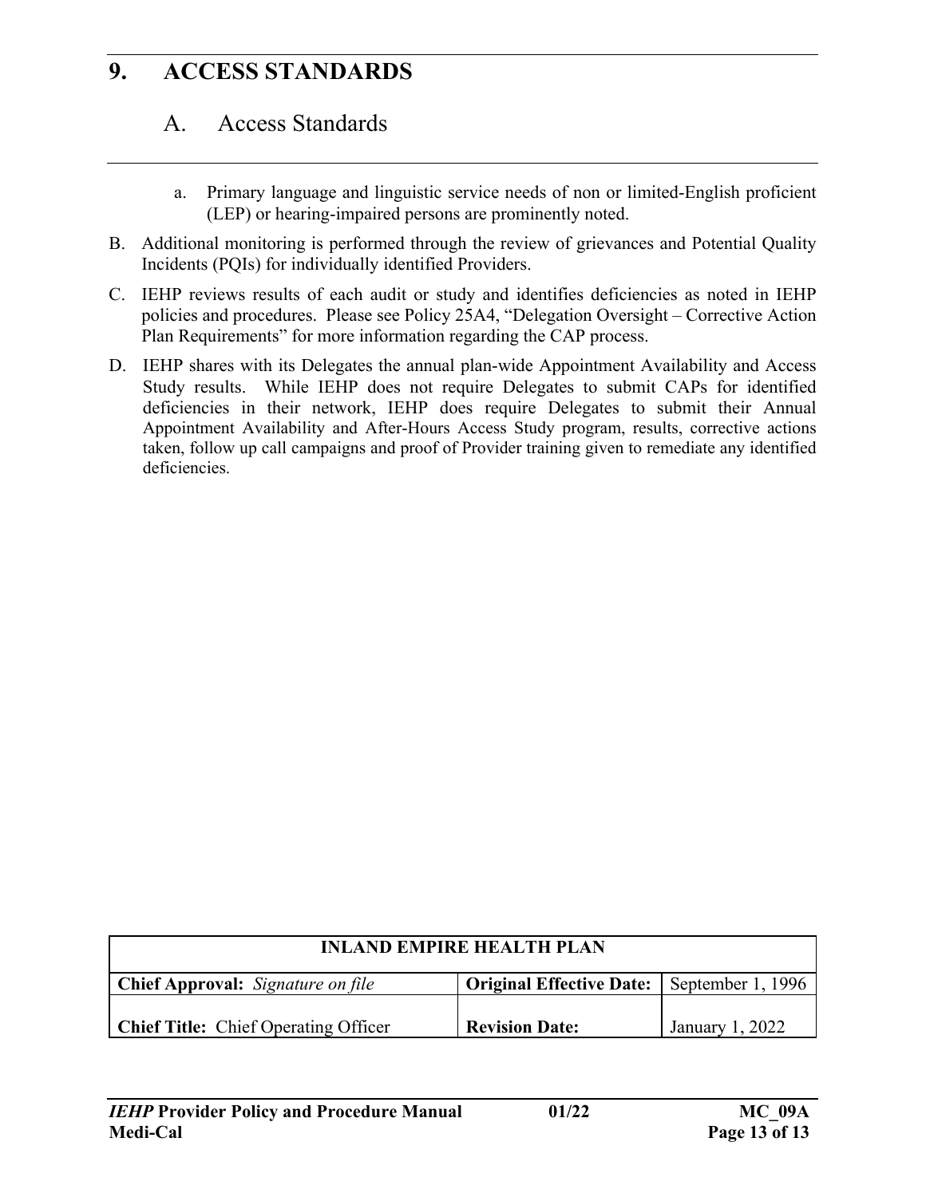# 9. ACCESS STANDARDS

## A. Access Standards

a. Primary language and linguistic service needs of non or limited-English proficient (LEP) or hearing-impaired persons are prominently noted.

B. Additional monitoring is performed through the review of grievances and Potential Quality Incidents (PQIs) for individually identified Providers.

C. IEHP reviews results of each audit or study and identifies deficiencies as noted in IEHP policies and procedures. Please see Policy 25A4, "Delegation Oversight – Corrective Action Plan Requirements" for more information regarding the CAP process.

D. IEHP shares with its Delegates the annual plan-wide Appointment Availability and Access Study results. While IEHP does not require Delegates to submit CAPs for identified deficiencies in their network, IEHP does require Delegates to submit their Annual Appointment Availability and After-Hours Access Study program, results, corrective actions taken, follow up call campaigns and proof of Provider training given to remediate any identified deficiencies.

| INLAND EMPIRE HEALTH PLAN | | |
|---|---|---|
| **Chief Approval:** *Signature on file* | **Original Effective Date:** | September 1, 1996 |
| **Chief Title:** Chief Operating Officer | **Revision Date:** | January 1, 2022 |